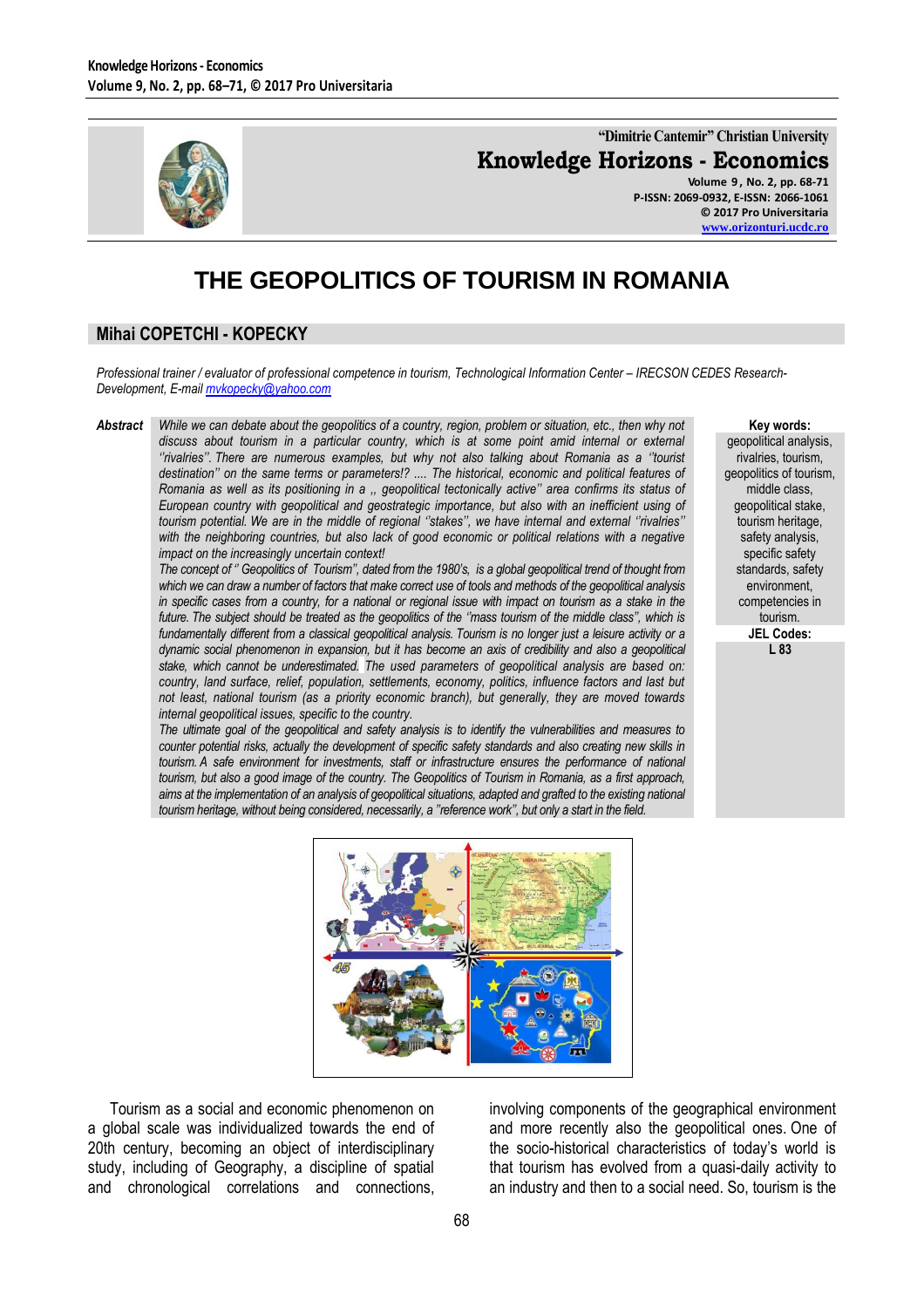# THE GEOPOLITICS OF TOURISM IN ROMANIA

## Mihai COPETCHI - KOPECKY

*Professional trainer / evaluator of professional competence in tourism, Technological Information Center – IRECSON CEDES Research-Development, E-mail mvkopecky@yahoo.com*

***Abstract*** *While we can debate about the geopolitics of a country, region, problem or situation, etc., then why not discuss about tourism in a particular country, which is at some point amid internal or external ''rivalries''. There are numerous examples, but why not also talking about Romania as a ''tourist destination'' on the same terms or parameters!? .... The historical, economic and political features of Romania as well as its positioning in a ,, geopolitical tectonically active'' area confirms its status of European country with geopolitical and geostrategic importance, but also with an inefficient using of tourism potential. We are in the middle of regional ''stakes'', we have internal and external ''rivalries'' with the neighboring countries, but also lack of good economic or political relations with a negative impact on the increasingly uncertain context!*

*The concept of '' Geopolitics of Tourism'', dated from the 1980's, is a global geopolitical trend of thought from which we can draw a number of factors that make correct use of tools and methods of the geopolitical analysis in specific cases from a country, for a national or regional issue with impact on tourism as a stake in the future. The subject should be treated as the geopolitics of the ''mass tourism of the middle class'', which is fundamentally different from a classical geopolitical analysis. Tourism is no longer just a leisure activity or a dynamic social phenomenon in expansion, but it has become an axis of credibility and also a geopolitical stake, which cannot be underestimated. The used parameters of geopolitical analysis are based on: country, land surface, relief, population, settlements, economy, politics, influence factors and last but not least, national tourism (as a priority economic branch), but generally, they are moved towards internal geopolitical issues, specific to the country.*

*The ultimate goal of the geopolitical and safety analysis is to identify the vulnerabilities and measures to counter potential risks, actually the development of specific safety standards and also creating new skills in tourism. A safe environment for investments, staff or infrastructure ensures the performance of national tourism, but also a good image of the country. The Geopolitics of Tourism in Romania, as a first approach, aims at the implementation of an analysis of geopolitical situations, adapted and grafted to the existing national tourism heritage, without being considered, necessarily, a ''reference work'', but only a start in the field.*

**Key words:** geopolitical analysis, rivalries, tourism, geopolitics of tourism, middle class, geopolitical stake, tourism heritage, safety analysis, specific safety standards, safety environment, competencies in tourism.

**JEL Codes:** L 83

Tourism as a social and economic phenomenon on a global scale was individualized towards the end of 20th century, becoming an object of interdisciplinary study, including of Geography, a discipline of spatial and chronological correlations and connections, involving components of the geographical environment and more recently also the geopolitical ones. One of the socio-historical characteristics of today's world is that tourism has evolved from a quasi-daily activity to an industry and then to a social need. So, tourism is the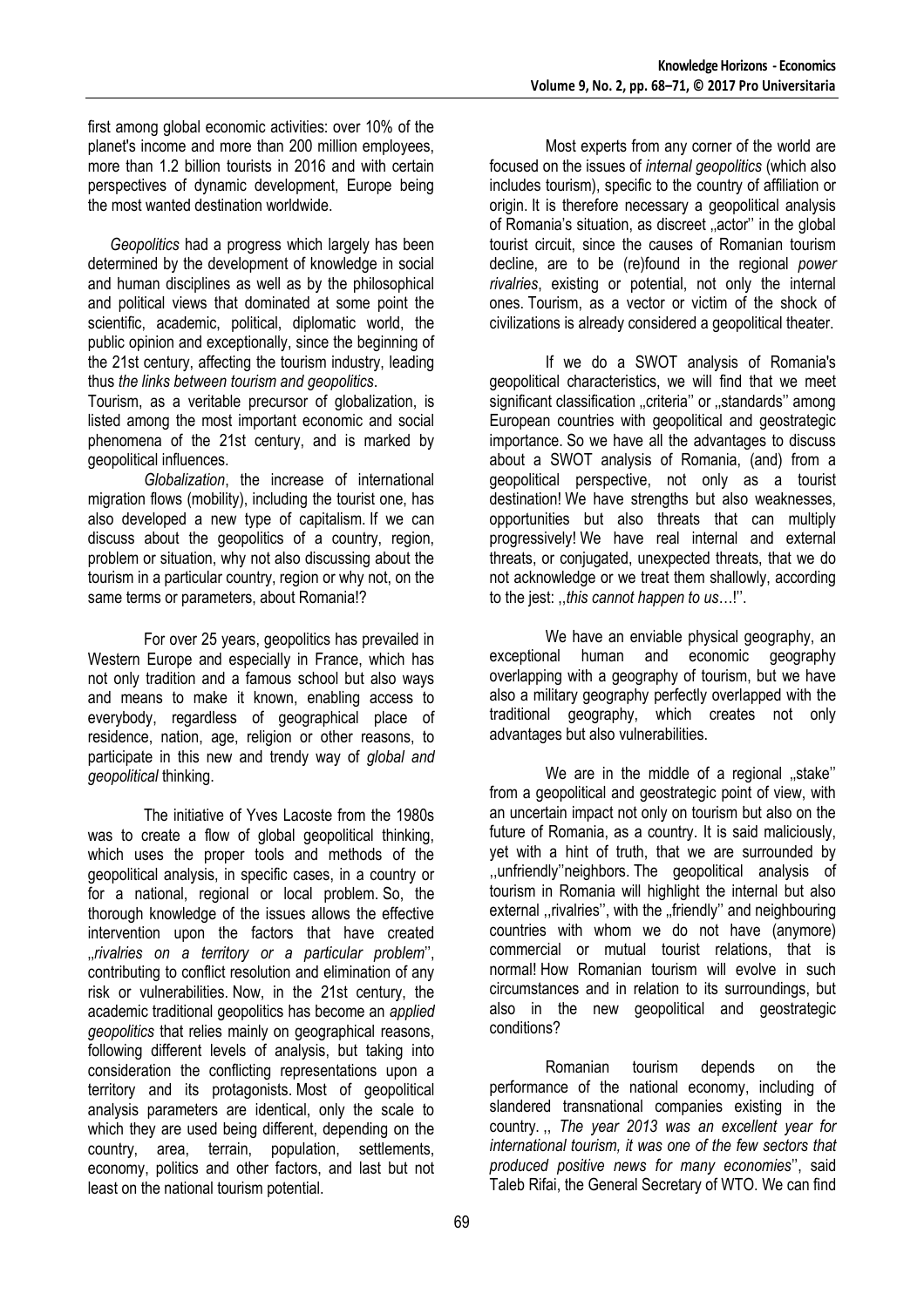first among global economic activities: over 10% of the planet's income and more than 200 million employees, more than 1.2 billion tourists in 2016 and with certain perspectives of dynamic development, Europe being the most wanted destination worldwide.

*Geopolitics* had a progress which largely has been determined by the development of knowledge in social and human disciplines as well as by the philosophical and political views that dominated at some point the scientific, academic, political, diplomatic world, the public opinion and exceptionally, since the beginning of the 21st century, affecting the tourism industry, leading thus *the links between tourism and geopolitics*.

Tourism, as a veritable precursor of globalization, is listed among the most important economic and social phenomena of the 21st century, and is marked by geopolitical influences.

*Globalization*, the increase of international migration flows (mobility), including the tourist one, has also developed a new type of capitalism. If we can discuss about the geopolitics of a country, region, problem or situation, why not also discussing about the tourism in a particular country, region or why not, on the same terms or parameters, about Romania!?

For over 25 years, geopolitics has prevailed in Western Europe and especially in France, which has not only tradition and a famous school but also ways and means to make it known, enabling access to everybody, regardless of geographical place of residence, nation, age, religion or other reasons, to participate in this new and trendy way of *global and geopolitical* thinking.

The initiative of Yves Lacoste from the 1980s was to create a flow of global geopolitical thinking, which uses the proper tools and methods of the geopolitical analysis, in specific cases, in a country or for a national, regional or local problem. So, the thorough knowledge of the issues allows the effective intervention upon the factors that have created „*rivalries on a territory or a particular problem*'', contributing to conflict resolution and elimination of any risk or vulnerabilities. Now, in the 21st century, the academic traditional geopolitics has become an *applied geopolitics* that relies mainly on geographical reasons, following different levels of analysis, but taking into consideration the conflicting representations upon a territory and its protagonists. Most of geopolitical analysis parameters are identical, only the scale to which they are used being different, depending on the country, area, terrain, population, settlements, economy, politics and other factors, and last but not least on the national tourism potential.

Most experts from any corner of the world are focused on the issues of *internal geopolitics* (which also includes tourism), specific to the country of affiliation or origin. It is therefore necessary a geopolitical analysis of Romania's situation, as discreet „actor'' in the global tourist circuit, since the causes of Romanian tourism decline, are to be (re)found in the regional *power rivalries*, existing or potential, not only the internal ones. Tourism, as a vector or victim of the shock of civilizations is already considered a geopolitical theater.

If we do a SWOT analysis of Romania's geopolitical characteristics, we will find that we meet significant classification „criteria'' or „standards'' among European countries with geopolitical and geostrategic importance. So we have all the advantages to discuss about a SWOT analysis of Romania, (and) from a geopolitical perspective, not only as a tourist destination! We have strengths but also weaknesses, opportunities but also threats that can multiply progressively! We have real internal and external threats, or conjugated, unexpected threats, that we do not acknowledge or we treat them shallowly, according to the jest: ,,*this cannot happen to us*…!''.

We have an enviable physical geography, an exceptional human and economic geography overlapping with a geography of tourism, but we have also a military geography perfectly overlapped with the traditional geography, which creates not only advantages but also vulnerabilities.

We are in the middle of a regional „stake'' from a geopolitical and geostrategic point of view, with an uncertain impact not only on tourism but also on the future of Romania, as a country. It is said maliciously, yet with a hint of truth, that we are surrounded by ,,unfriendly''neighbors. The geopolitical analysis of tourism in Romania will highlight the internal but also external ,,rivalries'', with the „friendly'' and neighbouring countries with whom we do not have (anymore) commercial or mutual tourist relations, that is normal! How Romanian tourism will evolve in such circumstances and in relation to its surroundings, but also in the new geopolitical and geostrategic conditions?

Romanian tourism depends on the performance of the national economy, including of slandered transnational companies existing in the country. ,, *The year 2013 was an excellent year for international tourism, it was one of the few sectors that produced positive news for many economies*'', said Taleb Rifai, the General Secretary of WTO. We can find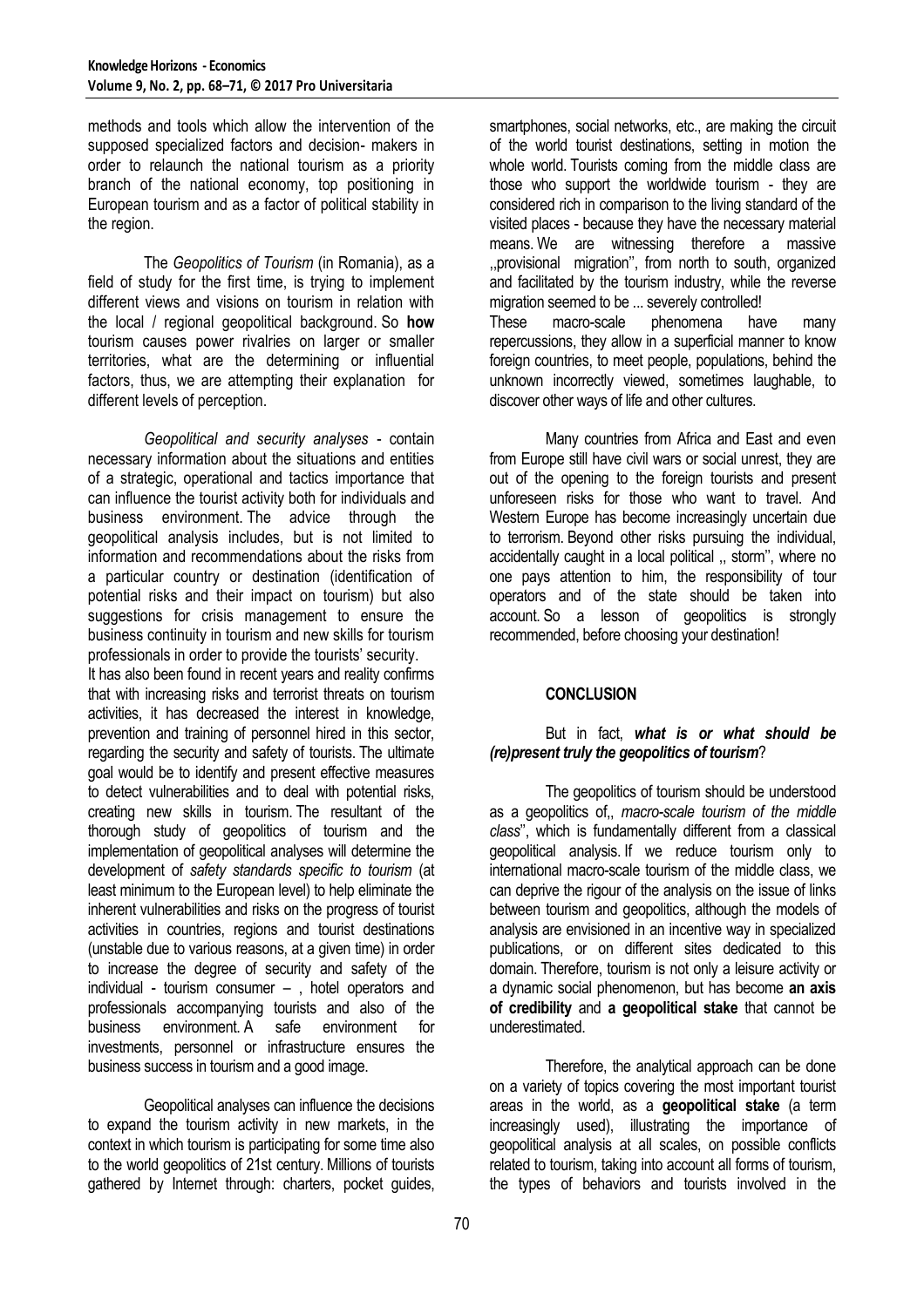methods and tools which allow the intervention of the supposed specialized factors and decision- makers in order to relaunch the national tourism as a priority branch of the national economy, top positioning in European tourism and as a factor of political stability in the region.

The *Geopolitics of Tourism* (in Romania), as a field of study for the first time, is trying to implement different views and visions on tourism in relation with the local / regional geopolitical background. So **how** tourism causes power rivalries on larger or smaller territories, what are the determining or influential factors, thus, we are attempting their explanation for different levels of perception.

*Geopolitical and security analyses* - contain necessary information about the situations and entities of a strategic, operational and tactics importance that can influence the tourist activity both for individuals and business environment. The advice through the geopolitical analysis includes, but is not limited to information and recommendations about the risks from a particular country or destination (identification of potential risks and their impact on tourism) but also suggestions for crisis management to ensure the business continuity in tourism and new skills for tourism professionals in order to provide the tourists' security.

It has also been found in recent years and reality confirms that with increasing risks and terrorist threats on tourism activities, it has decreased the interest in knowledge, prevention and training of personnel hired in this sector, regarding the security and safety of tourists. The ultimate goal would be to identify and present effective measures to detect vulnerabilities and to deal with potential risks, creating new skills in tourism. The resultant of the thorough study of geopolitics of tourism and the implementation of geopolitical analyses will determine the development of *safety standards specific to tourism* (at least minimum to the European level) to help eliminate the inherent vulnerabilities and risks on the progress of tourist activities in countries, regions and tourist destinations (unstable due to various reasons, at a given time) in order to increase the degree of security and safety of the individual - tourism consumer – , hotel operators and professionals accompanying tourists and also of the business environment. A safe environment for investments, personnel or infrastructure ensures the business success in tourism and a good image.

Geopolitical analyses can influence the decisions to expand the tourism activity in new markets, in the context in which tourism is participating for some time also to the world geopolitics of 21st century. Millions of tourists gathered by Internet through: charters, pocket guides, smartphones, social networks, etc., are making the circuit of the world tourist destinations, setting in motion the whole world. Tourists coming from the middle class are those who support the worldwide tourism - they are considered rich in comparison to the living standard of the visited places - because they have the necessary material means. We are witnessing therefore a massive ,,provisional migration'', from north to south, organized and facilitated by the tourism industry, while the reverse migration seemed to be ... severely controlled!

These macro-scale phenomena have many repercussions, they allow in a superficial manner to know foreign countries, to meet people, populations, behind the unknown incorrectly viewed, sometimes laughable, to discover other ways of life and other cultures.

Many countries from Africa and East and even from Europe still have civil wars or social unrest, they are out of the opening to the foreign tourists and present unforeseen risks for those who want to travel. And Western Europe has become increasingly uncertain due to terrorism. Beyond other risks pursuing the individual, accidentally caught in a local political ,, storm'', where no one pays attention to him, the responsibility of tour operators and of the state should be taken into account. So a lesson of geopolitics is strongly recommended, before choosing your destination!

## CONCLUSION

But in fact, ***what is or what should be (re)present truly the geopolitics of tourism***?

The geopolitics of tourism should be understood as a geopolitics of,, *macro-scale tourism of the middle class*'', which is fundamentally different from a classical geopolitical analysis. If we reduce tourism only to international macro-scale tourism of the middle class, we can deprive the rigour of the analysis on the issue of links between tourism and geopolitics, although the models of analysis are envisioned in an incentive way in specialized publications, or on different sites dedicated to this domain. Therefore, tourism is not only a leisure activity or a dynamic social phenomenon, but has become **an axis of credibility** and **a geopolitical stake** that cannot be underestimated.

Therefore, the analytical approach can be done on a variety of topics covering the most important tourist areas in the world, as a **geopolitical stake** (a term increasingly used), illustrating the importance of geopolitical analysis at all scales, on possible conflicts related to tourism, taking into account all forms of tourism, the types of behaviors and tourists involved in the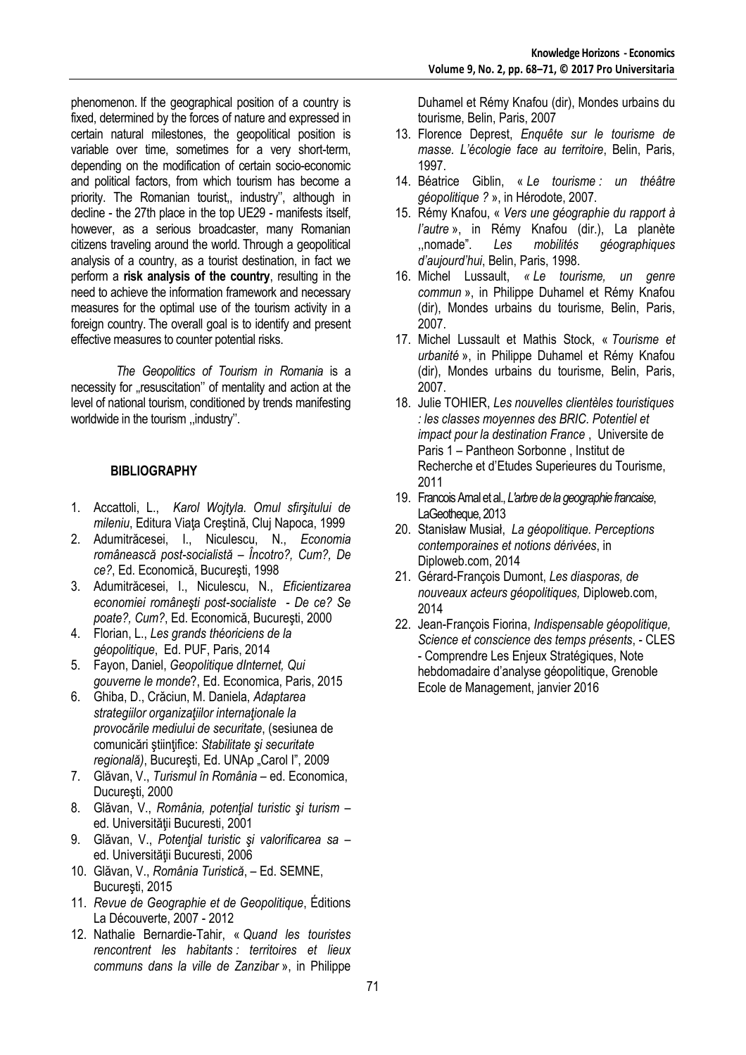phenomenon. If the geographical position of a country is fixed, determined by the forces of nature and expressed in certain natural milestones, the geopolitical position is variable over time, sometimes for a very short-term, depending on the modification of certain socio-economic and political factors, from which tourism has become a priority. The Romanian tourist,, industry'', although in decline - the 27th place in the top UE29 - manifests itself, however, as a serious broadcaster, many Romanian citizens traveling around the world. Through a geopolitical analysis of a country, as a tourist destination, in fact we perform a **risk analysis of the country**, resulting in the need to achieve the information framework and necessary measures for the optimal use of the tourism activity in a foreign country. The overall goal is to identify and present effective measures to counter potential risks.

*The Geopolitics of Tourism in Romania* is a necessity for „resuscitation'' of mentality and action at the level of national tourism, conditioned by trends manifesting worldwide in the tourism ,,industry''.

## BIBLIOGRAPHY

1. Accattoli, L., *Karol Wojtyla. Omul sfirşitului de mileniu*, Editura Viaţa Creştină, Cluj Napoca, 1999
2. Adumitrăcesei, I., Niculescu, N., *Economia românească post-socialistă – Încotro?, Cum?, De ce?*, Ed. Economică, Bucureşti, 1998
3. Adumitrăcesei, I., Niculescu, N., *Eficientizarea economiei româneşti post-socialiste - De ce? Se poate?, Cum?*, Ed. Economică, Bucureşti, 2000
4. Florian, L., *Les grands théoriciens de la géopolitique*, Ed. PUF, Paris, 2014
5. Fayon, Daniel, *Geopolitique dInternet, Qui gouverne le monde*?, Ed. Economica, Paris, 2015
6. Ghiba, D., Crăciun, M. Daniela, *Adaptarea strategiilor organizaţiilor internaţionale la provocările mediului de securitate*, (sesiunea de comunicări ştiinţifice: *Stabilitate şi securitate regională)*, Bucureşti, Ed. UNAp „Carol I", 2009
7. Glăvan, V., *Turismul în România* – ed. Economica, Ducureşti, 2000
8. Glăvan, V., *România, potenţial turistic şi turism* – ed. Universităţii Bucuresti, 2001
9. Glăvan, V., *Potenţial turistic şi valorificarea sa* – ed. Universităţii Bucuresti, 2006
10. Glăvan, V., *România Turistică*, – Ed. SEMNE, Bucureşti, 2015
11. *Revue de Geographie et de Geopolitique*, Éditions La Découverte, 2007 - 2012
12. Nathalie Bernardie-Tahir, « *Quand les touristes rencontrent les habitants : territoires et lieux communs dans la ville de Zanzibar* », in Philippe Duhamel et Rémy Knafou (dir), Mondes urbains du tourisme, Belin, Paris, 2007
13. Florence Deprest, *Enquête sur le tourisme de masse. L'écologie face au territoire*, Belin, Paris, 1997.
14. Béatrice Giblin, « *Le tourisme : un théâtre géopolitique ?* », in Hérodote, 2007.
15. Rémy Knafou, « *Vers une géographie du rapport à l'autre* », in Rémy Knafou (dir.), La planète ,,nomade". *Les mobilités géographiques d'aujourd'hui*, Belin, Paris, 1998.
16. Michel Lussault, *« Le tourisme, un genre commun* », in Philippe Duhamel et Rémy Knafou (dir), Mondes urbains du tourisme, Belin, Paris, 2007.
17. Michel Lussault et Mathis Stock, « *Tourisme et urbanité* », in Philippe Duhamel et Rémy Knafou (dir), Mondes urbains du tourisme, Belin, Paris, 2007.
18. Julie TOHIER, *Les nouvelles clientèles touristiques : les classes moyennes des BRIC. Potentiel et impact pour la destination France* , Universite de Paris 1 – Pantheon Sorbonne , Institut de Recherche et d'Etudes Superieures du Tourisme, 2011
19. Francois Arnal et al., *L'arbre de la geographie francaise*, LaGeotheque, 2013
20. Stanisław Musiał, *La géopolitique. Perceptions contemporaines et notions dérivées*, in Diploweb.com, 2014
21. Gérard-François Dumont, *Les diasporas, de nouveaux acteurs géopolitiques,* Diploweb.com, 2014
22. Jean-François Fiorina, *Indispensable géopolitique, Science et conscience des temps présents*, - CLES - Comprendre Les Enjeux Stratégiques, Note hebdomadaire d'analyse géopolitique, Grenoble Ecole de Management, janvier 2016